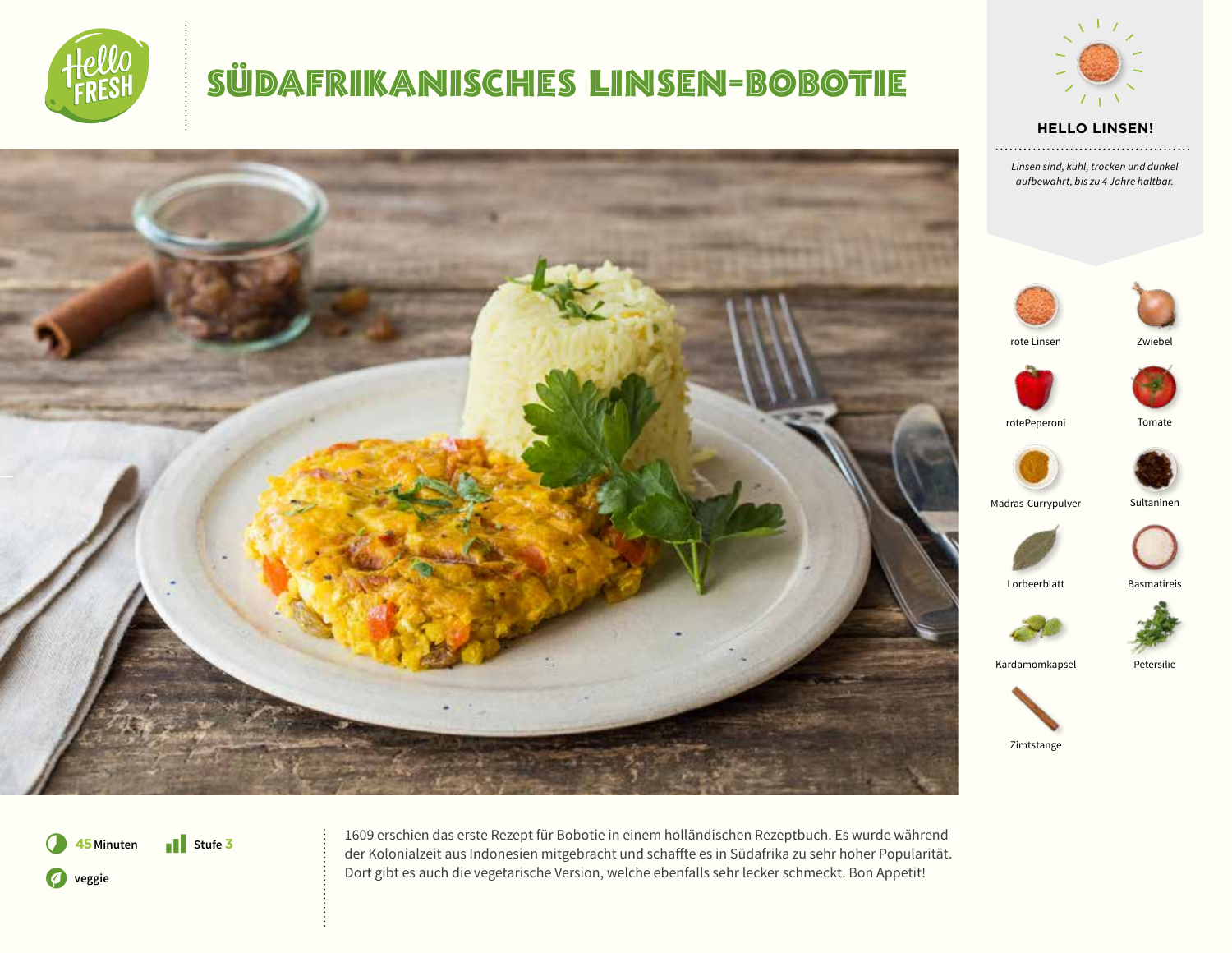# SÜDAFRIKANISCHES LINSEN-BOBOTIE

**HELLO LINSEN!**

*Linsen sind, kühl, trocken und dunkel aufbewahrt, bis zu 4 Jahre haltbar.*

- rote Linsen
- Zwiebel
- rotePeperoni
- Tomate
- Madras-Currypulver
- Sultaninen
- Lorbeerblatt
- Basmatireis
- Kardamomkapsel
- Petersilie
- Zimtstange

**45** Minuten

Stufe **3**

veggie

1609 erschien das erste Rezept für Bobotie in einem holländischen Rezeptbuch. Es wurde während der Kolonialzeit aus Indonesien mitgebracht und schaffte es in Südafrika zu sehr hoher Popularität. Dort gibt es auch die vegetarische Version, welche ebenfalls sehr lecker schmeckt. Bon Appetit!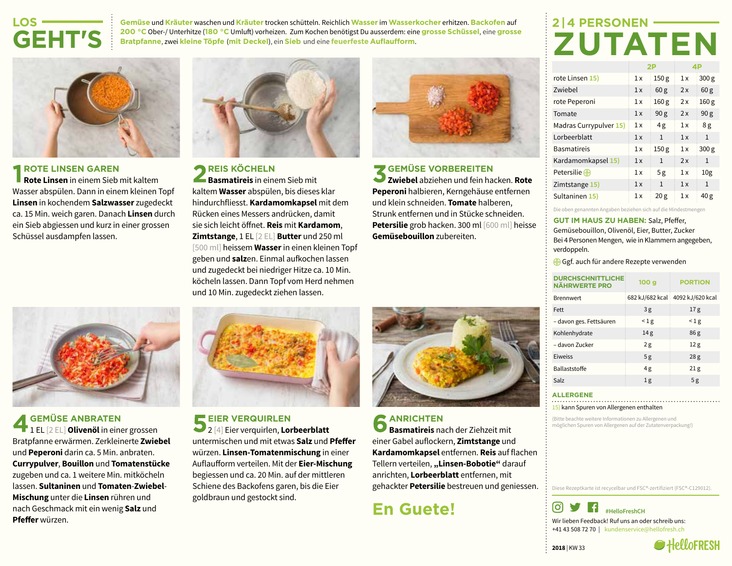# LOS GEHT'S

Gemüse und Kräuter waschen und Kräuter trocken schütteln. Reichlich Wasser im Wasserkocher erhitzen. Backofen auf 200 °C Ober-/ Unterhitze (180 °C Umluft) vorheizen. Zum Kochen benötigst Du ausserdem: eine grosse Schüssel, eine grosse Bratpfanne, zwei kleine Töpfe (mit Deckel), ein Sieb und eine feuerfeste Auflaufform.

## 1 ROTE LINSEN GAREN

**Rote Linsen** in einem Sieb mit kaltem Wasser abspülen. Dann in einem kleinen Topf **Linsen** in kochendem **Salzwasser** zugedeckt ca. 15 Min. weich garen. Danach **Linsen** durch ein Sieb abgiessen und kurz in einer grossen Schüssel ausdampfen lassen.

## 2 REIS KÖCHELN

**Basmatireis** in einem Sieb mit kaltem **Wasser** abspülen, bis dieses klar hindurchfliesst. **Kardamomkapsel** mit dem Rücken eines Messers andrücken, damit sie sich leicht öffnet. **Reis** mit **Kardamom**, **Zimtstange**, 1 EL [2 EL] **Butter** und 250 ml [500 ml] heissem **Wasser** in einen kleinen Topf geben und **salz**en. Einmal aufkochen lassen und zugedeckt bei niedriger Hitze ca. 10 Min. köcheln lassen. Dann Topf vom Herd nehmen und 10 Min. zugedeckt ziehen lassen.

## 3 GEMÜSE VORBEREITEN

**Zwiebel** abziehen und fein hacken. **Rote Peperoni** halbieren, Kerngehäuse entfernen und klein schneiden. **Tomate** halberen, Strunk entfernen und in Stücke schneiden. **Petersilie** grob hacken. 300 ml [600 ml] heisse **Gemüsebouillon** zubereiten.

## 4 GEMÜSE ANBRATEN

1 EL [2 EL] **Olivenöl** in einer grossen Bratpfanne erwärmen. Zerkleinerte **Zwiebel** und **Peperoni** darin ca. 5 Min. anbraten. **Currypulver**, **Bouillon** und **Tomatenstücke** zugeben und ca. 1 weitere Min. mitköcheln lassen. **Sultaninen** und **Tomaten-Zwiebel-Mischung** unter die **Linsen** rühren und nach Geschmack mit ein wenig **Salz** und **Pfeffer** würzen.

## 5 EIER VERQUIRLEN

2 [4] Eier verquirlen, **Lorbeerblatt** untermischen und mit etwas **Salz** und **Pfeffer** würzen. **Linsen-Tomatenmischung** in einer Auflaufform verteilen. Mit der **Eier-Mischung** begiessen und ca. 20 Min. auf der mittleren Schiene des Backofens garen, bis die Eier goldbraun und gestockt sind.

## 6 ANRICHTEN

**Basmatireis** nach der Ziehzeit mit einer Gabel auflockern, **Zimtstange** und **Kardamomkapsel** entfernen. **Reis** auf flachen Tellern verteilen, **„Linsen-Bobotie"** darauf anrichten, **Lorbeerblatt** entfernen, mit gehackter **Petersilie** bestreuen und geniessen.

**En Guete!**

# 2 | 4 PERSONEN ZUTATEN

| | 2P | | 4P | |
|---|---|---|---|---|
| rote Linsen 15) | 1 x | 150 g | 1 x | 300 g |
| Zwiebel | 1 x | 60 g | 2 x | 60 g |
| rote Peperoni | 1 x | 160 g | 2 x | 160 g |
| Tomate | 1 x | 90 g | 2 x | 90 g |
| Madras Currypulver 15) | 1 x | 4 g | 1 x | 8 g |
| Lorbeerblatt | 1 x | 1 | 1 x | 1 |
| Basmatireis | 1 x | 150 g | 1 x | 300 g |
| Kardamomkapsel 15) | 1 x | 1 | 2 x | 1 |
| Petersilie ⊕ | 1 x | 5 g | 1 x | 10g |
| Zimtstange 15) | 1 x | 1 | 1 x | 1 |
| Sultaninen 15) | 1 x | 20 g | 1 x | 40 g |

Die oben genannten Angaben beziehen sich auf die Mindestmengen

**GUT IM HAUS ZU HABEN:** Salz, Pfeffer, Gemüsebouillon, Olivenöl, Eier, Butter, Zucker

Bei 4 Personen Mengen, wie in Klammern angegeben, verdoppeln.

⊕ Ggf. auch für andere Rezepte verwenden

| DURCHSCHNITTLICHE NÄHRWERTE PRO | 100 g | PORTION |
|---|---|---|
| Brennwert | 682 kJ/682 kcal | 4092 kJ/620 kcal |
| Fett | 3 g | 17 g |
| – davon ges. Fettsäuren | < 1 g | < 1 g |
| Kohlenhydrate | 14 g | 86 g |
| – davon Zucker | 2 g | 12 g |
| Eiweiss | 5 g | 28 g |
| Ballaststoffe | 4 g | 21 g |
| Salz | 1 g | 5 g |

**ALLERGENE**

15) kann Spuren von Allergenen enthalten

(Bitte beachte weitere Informationen zu Allergenen und möglichen Spuren von Allergenen auf der Zutatenverpackung!)

Diese Rezeptkarte ist recycelbar und FSC®-zertifiziert (FSC®-C129012).

#HelloFreshCH

Wir lieben Feedback! Ruf uns an oder schreib uns: +41 43 508 72 70 | kundenservice@hellofresh.ch

2018 | KW 33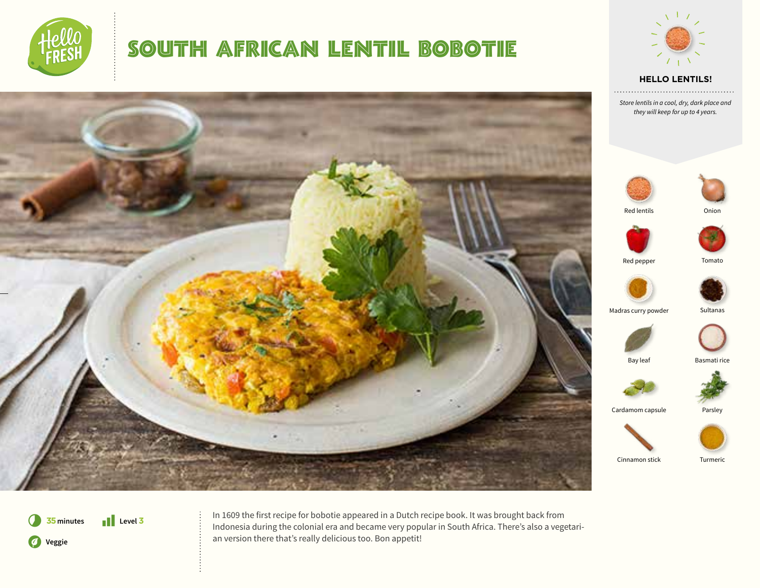# SOUTH AFRICAN LENTIL BOBOTIE

## HELLO LENTILS!

*Store lentils in a cool, dry, dark place and they will keep for up to 4 years.*

- Red lentils
- Onion
- Red pepper
- Tomato
- Madras curry powder
- Sultanas
- Bay leaf
- Basmati rice
- Cardamom capsule
- Parsley
- Cinnamon stick
- Turmeric

**35 minutes** **Level 3**

**Veggie**

In 1609 the first recipe for bobotie appeared in a Dutch recipe book. It was brought back from Indonesia during the colonial era and became very popular in South Africa. There's also a vegetarian version there that's really delicious too. Bon appetit!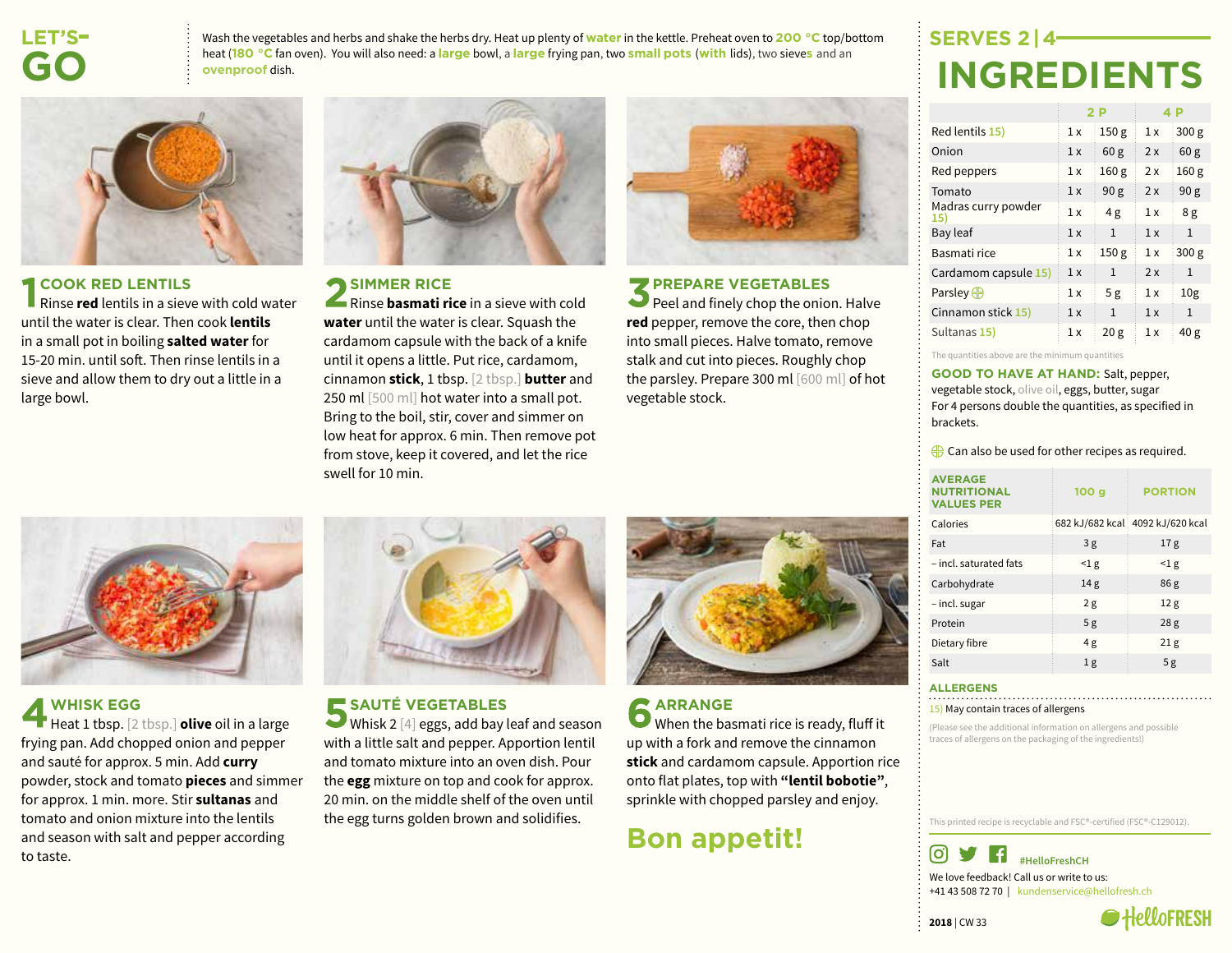# LET'S-GO

Wash the vegetables and herbs and shake the herbs dry. Heat up plenty of **water** in the kettle. Preheat oven to **200 °C** top/bottom heat (**180 °C** fan oven). You will also need: a **large** bowl, a **large** frying pan, two **small pots** (**with** lids), two sieves and an **ovenproof** dish.

## 1 COOK RED LENTILS

Rinse **red** lentils in a sieve with cold water until the water is clear. Then cook **lentils** in a small pot in boiling **salted water** for 15-20 min. until soft. Then rinse lentils in a sieve and allow them to dry out a little in a large bowl.

## 2 SIMMER RICE

Rinse **basmati rice** in a sieve with cold **water** until the water is clear. Squash the cardamom capsule with the back of a knife until it opens a little. Put rice, cardamom, cinnamon **stick**, 1 tbsp. [2 tbsp.] **butter** and 250 ml [500 ml] hot water into a small pot. Bring to the boil, stir, cover and simmer on low heat for approx. 6 min. Then remove pot from stove, keep it covered, and let the rice swell for 10 min.

## 3 PREPARE VEGETABLES

Peel and finely chop the onion. Halve **red** pepper, remove the core, then chop into small pieces. Halve tomato, remove stalk and cut into pieces. Roughly chop the parsley. Prepare 300 ml [600 ml] of hot vegetable stock.

## 4 WHISK EGG

Heat 1 tbsp. [2 tbsp.] **olive** oil in a large frying pan. Add chopped onion and pepper and sauté for approx. 5 min. Add **curry** powder, stock and tomato **pieces** and simmer for approx. 1 min. more. Stir **sultanas** and tomato and onion mixture into the lentils and season with salt and pepper according to taste.

## 5 SAUTÉ VEGETABLES

Whisk 2 [4] eggs, add bay leaf and season with a little salt and pepper. Apportion lentil and tomato mixture into an oven dish. Pour the **egg** mixture on top and cook for approx. 20 min. on the middle shelf of the oven until the egg turns golden brown and solidifies.

## 6 ARRANGE

When the basmati rice is ready, fluff it up with a fork and remove the cinnamon **stick** and cardamom capsule. Apportion rice onto flat plates, top with **"lentil bobotie"**, sprinkle with chopped parsley and enjoy.

**Bon appetit!**

## SERVES 2 | 4

# INGREDIENTS

| | 2 P | | 4 P | |
|---|---|---|---|---|
| Red lentils 15) | 1 x | 150 g | 1 x | 300 g |
| Onion | 1 x | 60 g | 2 x | 60 g |
| Red peppers | 1 x | 160 g | 2 x | 160 g |
| Tomato | 1 x | 90 g | 2 x | 90 g |
| Madras curry powder 15) | 1 x | 4 g | 1 x | 8 g |
| Bay leaf | 1 x | 1 | 1 x | 1 |
| Basmati rice | 1 x | 150 g | 1 x | 300 g |
| Cardamom capsule 15) | 1 x | 1 | 2 x | 1 |
| Parsley ⊕ | 1 x | 5 g | 1 x | 10g |
| Cinnamon stick 15) | 1 x | 1 | 1 x | 1 |
| Sultanas 15) | 1 x | 20 g | 1 x | 40 g |

The quantities above are the minimum quantities

**GOOD TO HAVE AT HAND:** Salt, pepper, vegetable stock, olive oil, eggs, butter, sugar
For 4 persons double the quantities, as specified in brackets.

⊕ Can also be used for other recipes as required.

| AVERAGE NUTRITIONAL VALUES PER | 100 g | PORTION |
|---|---|---|
| Calories | 682 kJ/682 kcal | 4092 kJ/620 kcal |
| Fat | 3 g | 17 g |
| – incl. saturated fats | <1 g | <1 g |
| Carbohydrate | 14 g | 86 g |
| – incl. sugar | 2 g | 12 g |
| Protein | 5 g | 28 g |
| Dietary fibre | 4 g | 21 g |
| Salt | 1 g | 5 g |

**ALLERGENS**

15) May contain traces of allergens

(Please see the additional information on allergens and possible traces of allergens on the packaging of the ingredients!)

This printed recipe is recyclable and FSC®-certified (FSC®-C129012).

#HelloFreshCH

We love feedback! Call us or write to us:
+41 43 508 72 70 | kundenservice@hellofresh.ch

**2018** | CW 33

HelloFRESH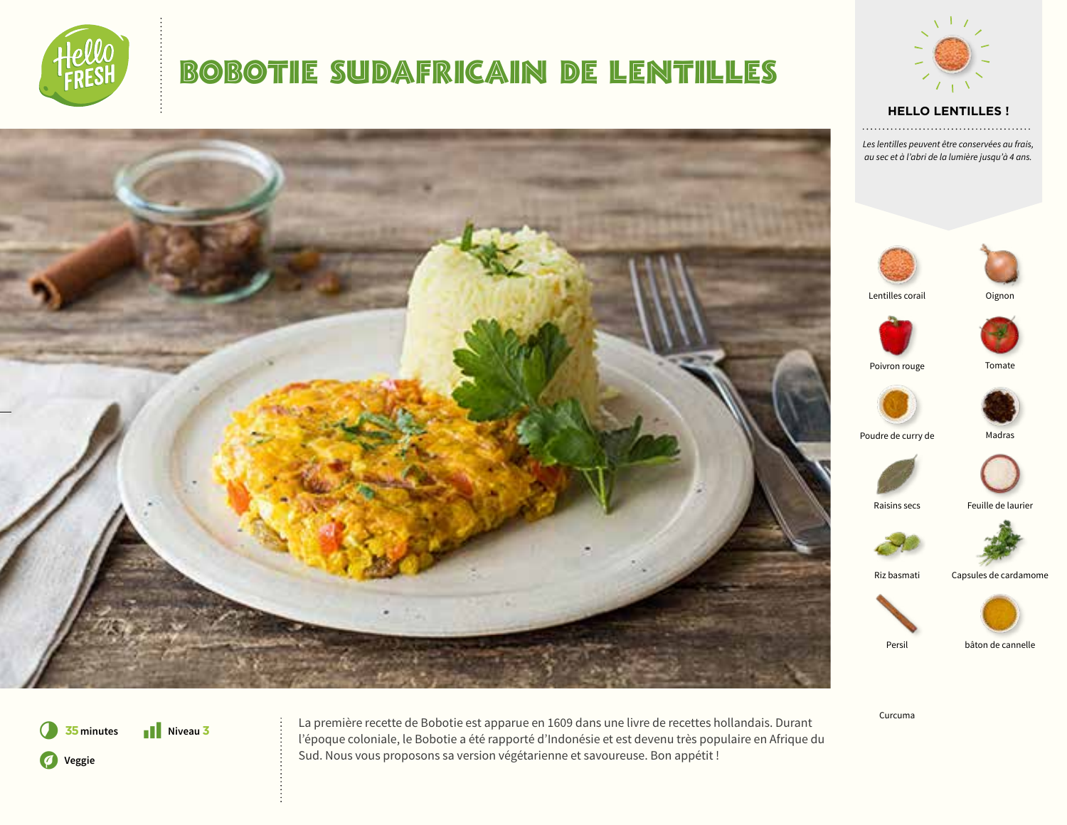# BOBOTIE SUDAFRICAIN DE LENTILLES

## HELLO LENTILLES !

*Les lentilles peuvent être conservées au frais, au sec et à l'abri de la lumière jusqu'à 4 ans.*

- Lentilles corail
- Oignon
- Poivron rouge
- Tomate
- Poudre de curry de
- Madras
- Raisins secs
- Feuille de laurier
- Riz basmati
- Capsules de cardamome
- Persil
- bâton de cannelle
- Curcuma

**35 minutes** **Niveau 3**

**Veggie**

La première recette de Bobotie est apparue en 1609 dans une livre de recettes hollandais. Durant l'époque coloniale, le Bobotie a été rapporté d'Indonésie et est devenu très populaire en Afrique du Sud. Nous vous proposons sa version végétarienne et savoureuse. Bon appétit !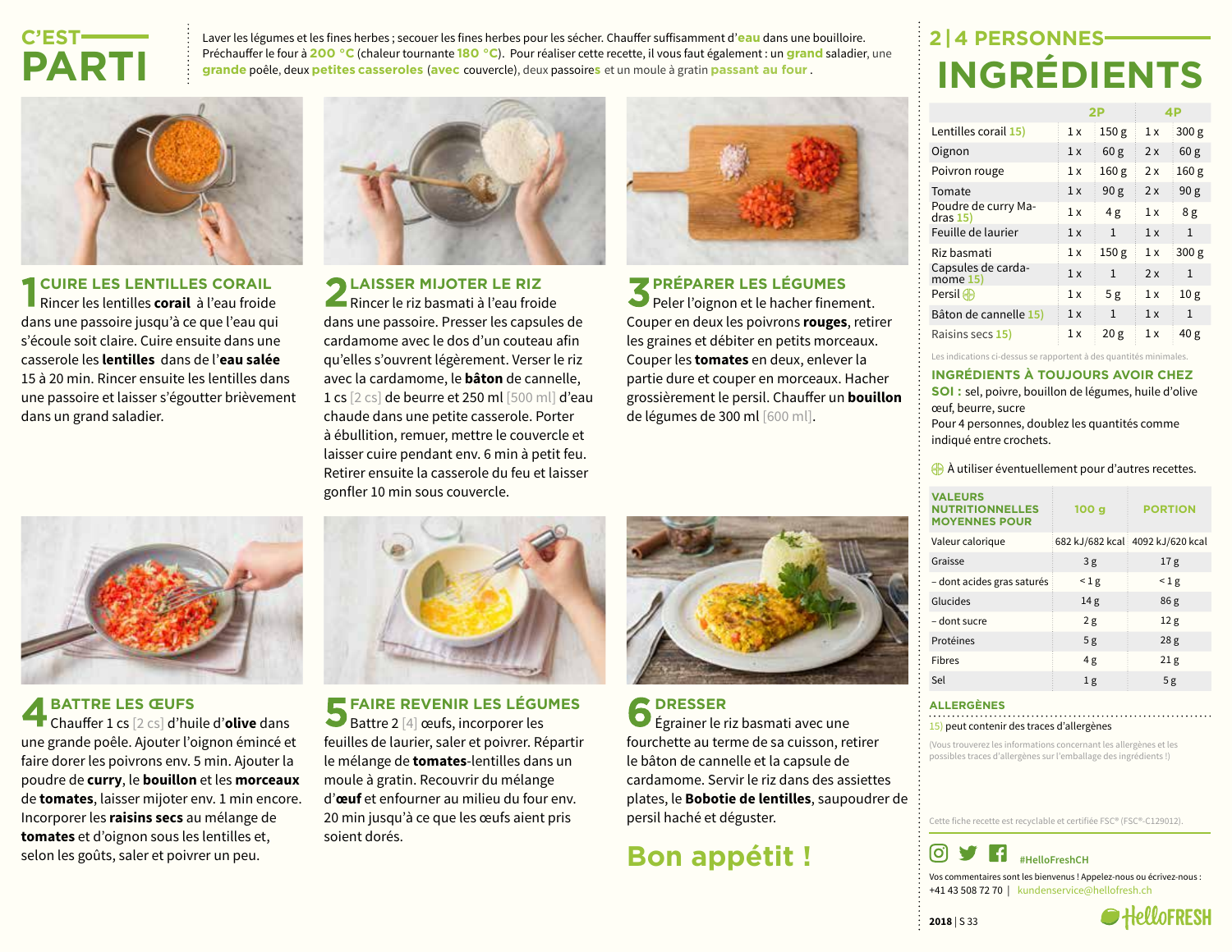## C'EST PARTI

Laver les légumes et les fines herbes ; secouer les fines herbes pour les sécher. Chauffer suffisamment d'**eau** dans une bouilloire. Préchauffer le four à **200 °C** (chaleur tournante **180 °C**). Pour réaliser cette recette, il vous faut également : un **grand** saladier, une **grande** poêle, deux **petites casseroles** (**avec** couvercle), deux passoires et un moule à gratin **passant au four** .

### 1 CUIRE LES LENTILLES CORAIL

Rincer les lentilles **corail** à l'eau froide dans une passoire jusqu'à ce que l'eau qui s'écoule soit claire. Cuire ensuite dans une casserole les **lentilles** dans de l'**eau salée** 15 à 20 min. Rincer ensuite les lentilles dans une passoire et laisser s'égoutter brièvement dans un grand saladier.

### 2 LAISSER MIJOTER LE RIZ

Rincer le riz basmati à l'eau froide dans une passoire. Presser les capsules de cardamome avec le dos d'un couteau afin qu'elles s'ouvrent légèrement. Verser le riz avec la cardamome, le **bâton** de cannelle, 1 cs [2 cs] de beurre et 250 ml [500 ml] d'eau chaude dans une petite casserole. Porter à ébullition, remuer, mettre le couvercle et laisser cuire pendant env. 6 min à petit feu. Retirer ensuite la casserole du feu et laisser gonfler 10 min sous couvercle.

### 3 PRÉPARER LES LÉGUMES

Peler l'oignon et le hacher finement. Couper en deux les poivrons **rouges**, retirer les graines et débiter en petits morceaux. Couper les **tomates** en deux, enlever la partie dure et couper en morceaux. Hacher grossièrement le persil. Chauffer un **bouillon** de légumes de 300 ml [600 ml].

### 4 BATTRE LES ŒUFS

Chauffer 1 cs [2 cs] d'huile d'**olive** dans une grande poêle. Ajouter l'oignon émincé et faire dorer les poivrons env. 5 min. Ajouter la poudre de **curry**, le **bouillon** et les **morceaux** de **tomates**, laisser mijoter env. 1 min encore. Incorporer les **raisins secs** au mélange de **tomates** et d'oignon sous les lentilles et, selon les goûts, saler et poivrer un peu.

### 5 FAIRE REVENIR LES LÉGUMES

Battre 2 [4] œufs, incorporer les feuilles de laurier, saler et poivrer. Répartir le mélange de **tomates**-lentilles dans un moule à gratin. Recouvrir du mélange d'**œuf** et enfourner au milieu du four env. 20 min jusqu'à ce que les œufs aient pris soient dorés.

### 6 DRESSER

Égrainer le riz basmati avec une fourchette au terme de sa cuisson, retirer le bâton de cannelle et la capsule de cardamome. Servir le riz dans des assiettes plates, le **Bobotie de lentilles**, saupoudrer de persil haché et déguster.

**Bon appétit !**

## 2 | 4 PERSONNES

## INGRÉDIENTS

| | 2P | | 4P | |
|---|---|---|---|---|
| Lentilles corail 15) | 1 x | 150 g | 1 x | 300 g |
| Oignon | 1 x | 60 g | 2 x | 60 g |
| Poivron rouge | 1 x | 160 g | 2 x | 160 g |
| Tomate | 1 x | 90 g | 2 x | 90 g |
| Poudre de curry Madras 15) | 1 x | 4 g | 1 x | 8 g |
| Feuille de laurier | 1 x | 1 | 1 x | 1 |
| Riz basmati | 1 x | 150 g | 1 x | 300 g |
| Capsules de cardamome 15) | 1 x | 1 | 2 x | 1 |
| Persil ⊕ | 1 x | 5 g | 1 x | 10 g |
| Bâton de cannelle 15) | 1 x | 1 | 1 x | 1 |
| Raisins secs 15) | 1 x | 20 g | 1 x | 40 g |

Les indications ci-dessus se rapportent à des quantités minimales.

### INGRÉDIENTS À TOUJOURS AVOIR CHEZ SOI :

sel, poivre, bouillon de légumes, huile d'olive œuf, beurre, sucre

Pour 4 personnes, doublez les quantités comme indiqué entre crochets.

⊕ À utiliser éventuellement pour d'autres recettes.

| VALEURS NUTRITIONNELLES MOYENNES POUR | 100 g | PORTION |
|---|---|---|
| Valeur calorique | 682 kJ/682 kcal | 4092 kJ/620 kcal |
| Graisse | 3 g | 17 g |
| – dont acides gras saturés | < 1 g | < 1 g |
| Glucides | 14 g | 86 g |
| – dont sucre | 2 g | 12 g |
| Protéines | 5 g | 28 g |
| Fibres | 4 g | 21 g |
| Sel | 1 g | 5 g |

### ALLERGÈNES

15) peut contenir des traces d'allergènes

(Vous trouverez les informations concernant les allergènes et les possibles traces d'allergènes sur l'emballage des ingrédients !)

Cette fiche recette est recyclable et certifiée FSC® (FSC®-C129012).

#HelloFreshCH

Vos commentaires sont les bienvenus ! Appelez-nous ou écrivez-nous : +41 43 508 72 70 | kundenservice@hellofresh.ch

2018 | S 33

HelloFRESH